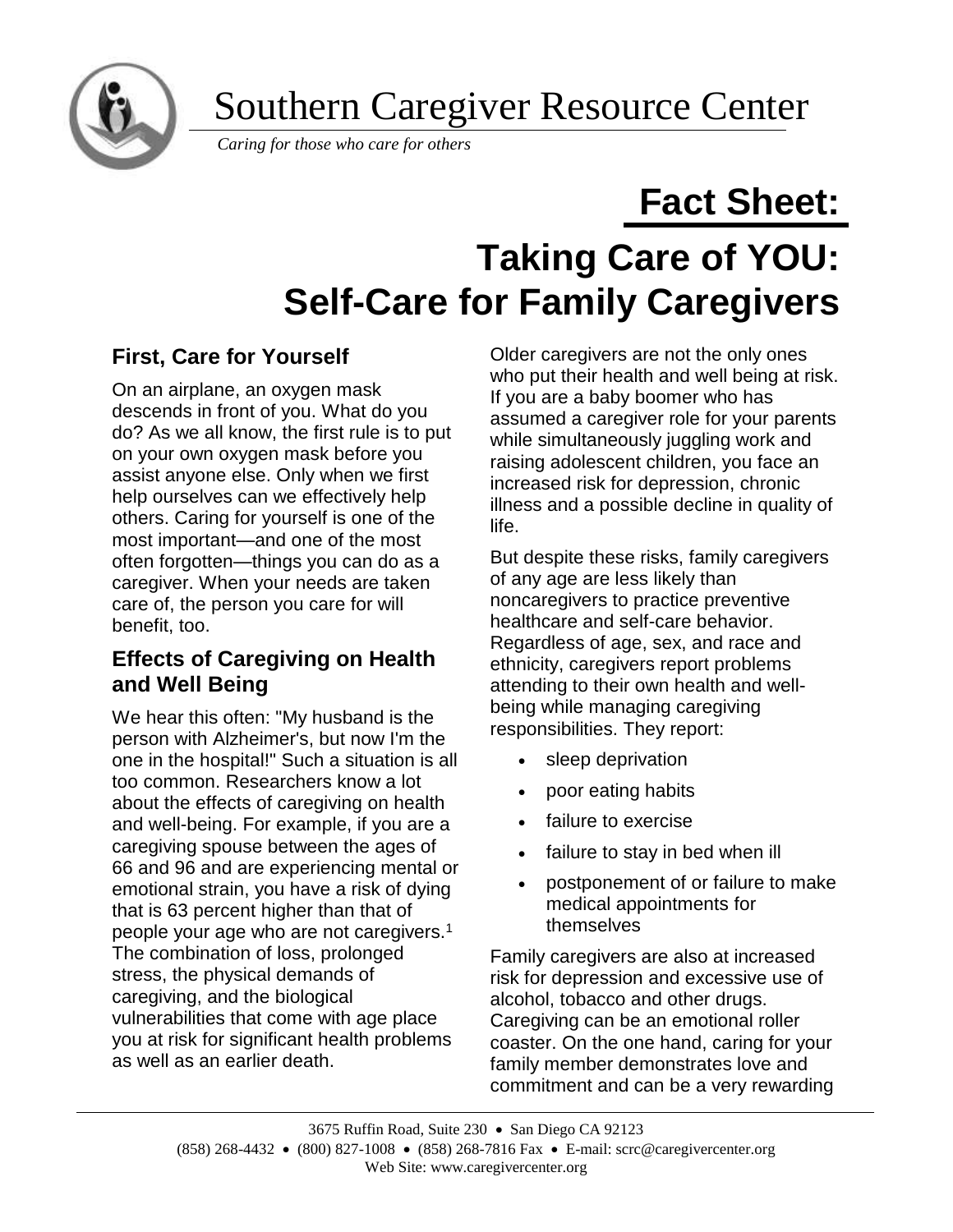# Southern Caregiver Resource Center

*Caring for those who care for others*

# Fact Sheet:

# Taking Care of YOU: Self-Care for Family Caregivers

## First, Care for Yourself

On an airplane, an oxygen mask descends in front of you. What do you do? As we all know, the first rule is to put on your own oxygen mask before you assist anyone else. Only when we first help ourselves can we effectively help others. Caring for yourself is one of the most important—and one of the most often forgotten—things you can do as a caregiver. When your needs are taken care of, the person you care for will benefit, too.

## Effects of Caregiving on Health and Well Being

We hear this often: "My husband is the person with Alzheimer's, but now I'm the one in the hospital!" Such a situation is all too common. Researchers know a lot about the effects of caregiving on health and well-being. For example, if you are a caregiving spouse between the ages of 66 and 96 and are experiencing mental or emotional strain, you have a risk of dying that is 63 percent higher than that of people your age who are not caregivers.[1] The combination of loss, prolonged stress, the physical demands of caregiving, and the biological vulnerabilities that come with age place you at risk for significant health problems as well as an earlier death.

Older caregivers are not the only ones who put their health and well being at risk. If you are a baby boomer who has assumed a caregiver role for your parents while simultaneously juggling work and raising adolescent children, you face an increased risk for depression, chronic illness and a possible decline in quality of life.

But despite these risks, family caregivers of any age are less likely than noncaregivers to practice preventive healthcare and self-care behavior. Regardless of age, sex, and race and ethnicity, caregivers report problems attending to their own health and well-being while managing caregiving responsibilities. They report:

- sleep deprivation
- poor eating habits
- failure to exercise
- failure to stay in bed when ill
- postponement of or failure to make medical appointments for themselves

Family caregivers are also at increased risk for depression and excessive use of alcohol, tobacco and other drugs. Caregiving can be an emotional roller coaster. On the one hand, caring for your family member demonstrates love and commitment and can be a very rewarding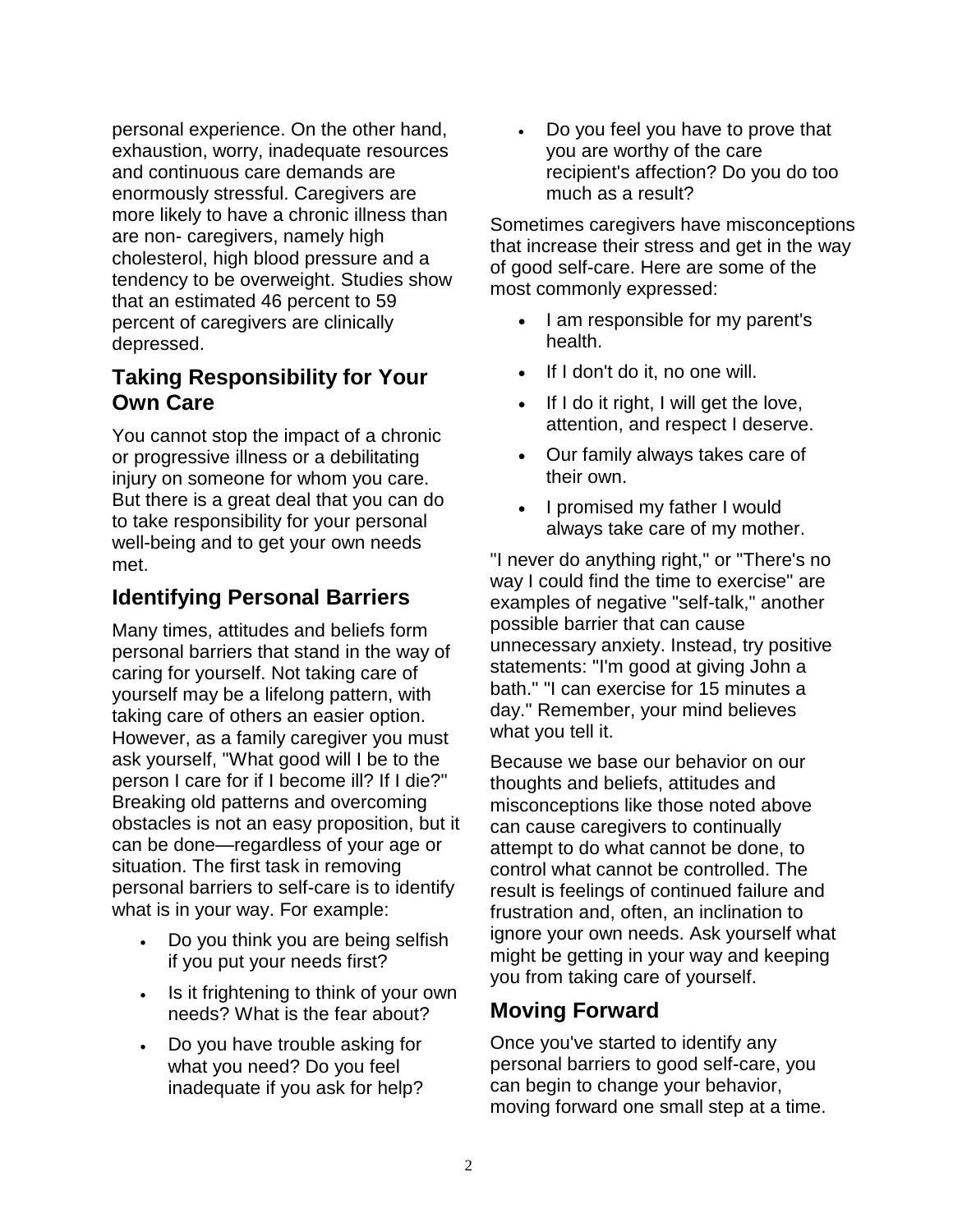personal experience. On the other hand, exhaustion, worry, inadequate resources and continuous care demands are enormously stressful. Caregivers are more likely to have a chronic illness than are non- caregivers, namely high cholesterol, high blood pressure and a tendency to be overweight. Studies show that an estimated 46 percent to 59 percent of caregivers are clinically depressed.

## Taking Responsibility for Your Own Care

You cannot stop the impact of a chronic or progressive illness or a debilitating injury on someone for whom you care. But there is a great deal that you can do to take responsibility for your personal well-being and to get your own needs met.

## Identifying Personal Barriers

Many times, attitudes and beliefs form personal barriers that stand in the way of caring for yourself. Not taking care of yourself may be a lifelong pattern, with taking care of others an easier option. However, as a family caregiver you must ask yourself, "What good will I be to the person I care for if I become ill? If I die?" Breaking old patterns and overcoming obstacles is not an easy proposition, but it can be done—regardless of your age or situation. The first task in removing personal barriers to self-care is to identify what is in your way. For example:

- Do you think you are being selfish if you put your needs first?
- Is it frightening to think of your own needs? What is the fear about?
- Do you have trouble asking for what you need? Do you feel inadequate if you ask for help?
- Do you feel you have to prove that you are worthy of the care recipient's affection? Do you do too much as a result?

Sometimes caregivers have misconceptions that increase their stress and get in the way of good self-care. Here are some of the most commonly expressed:

- I am responsible for my parent's health.
- If I don't do it, no one will.
- If I do it right, I will get the love, attention, and respect I deserve.
- Our family always takes care of their own.
- I promised my father I would always take care of my mother.

"I never do anything right," or "There's no way I could find the time to exercise" are examples of negative "self-talk," another possible barrier that can cause unnecessary anxiety. Instead, try positive statements: "I'm good at giving John a bath." "I can exercise for 15 minutes a day." Remember, your mind believes what you tell it.

Because we base our behavior on our thoughts and beliefs, attitudes and misconceptions like those noted above can cause caregivers to continually attempt to do what cannot be done, to control what cannot be controlled. The result is feelings of continued failure and frustration and, often, an inclination to ignore your own needs. Ask yourself what might be getting in your way and keeping you from taking care of yourself.

## Moving Forward

Once you've started to identify any personal barriers to good self-care, you can begin to change your behavior, moving forward one small step at a time.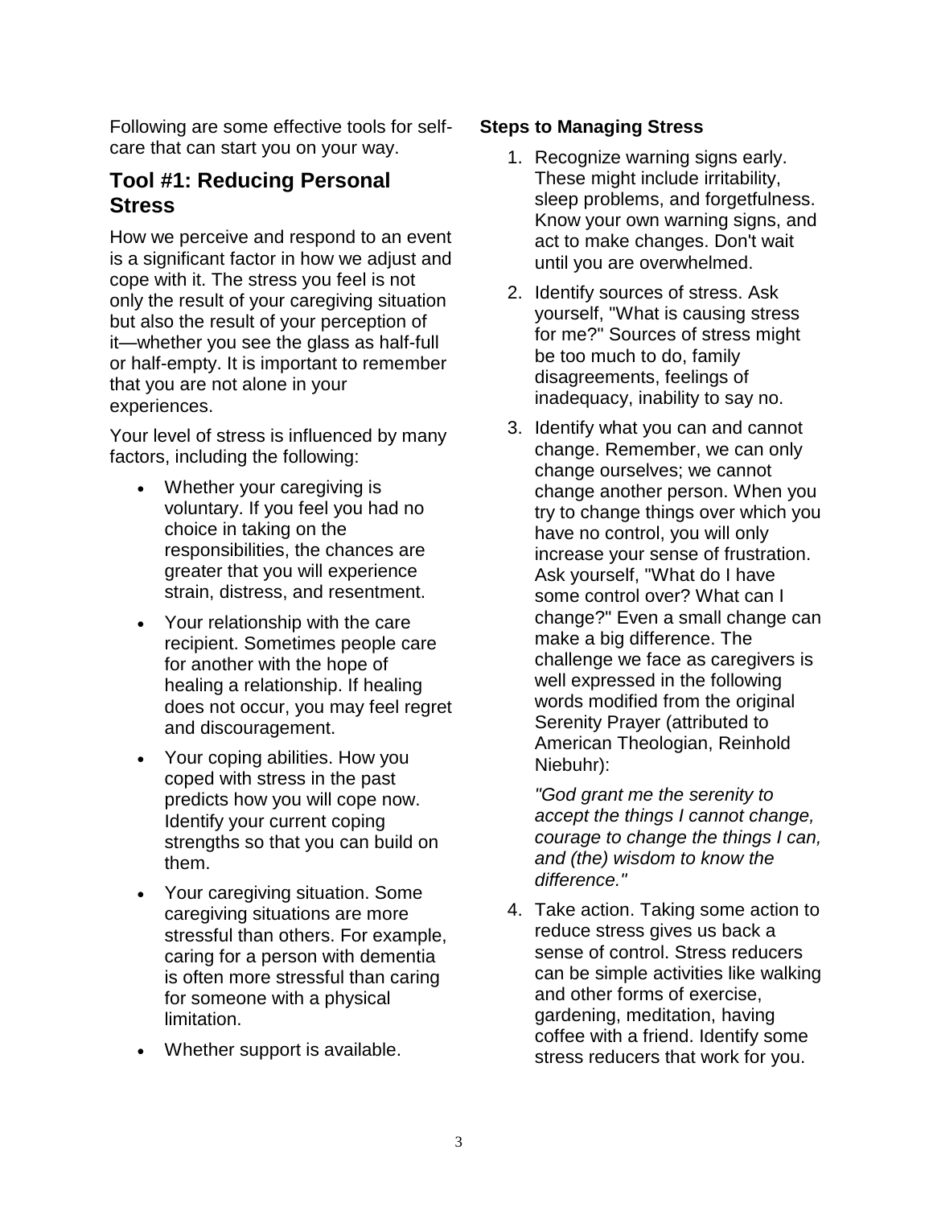Following are some effective tools for self-care that can start you on your way.

## Tool #1: Reducing Personal Stress

How we perceive and respond to an event is a significant factor in how we adjust and cope with it. The stress you feel is not only the result of your caregiving situation but also the result of your perception of it—whether you see the glass as half-full or half-empty. It is important to remember that you are not alone in your experiences.

Your level of stress is influenced by many factors, including the following:

- Whether your caregiving is voluntary. If you feel you had no choice in taking on the responsibilities, the chances are greater that you will experience strain, distress, and resentment.
- Your relationship with the care recipient. Sometimes people care for another with the hope of healing a relationship. If healing does not occur, you may feel regret and discouragement.
- Your coping abilities. How you coped with stress in the past predicts how you will cope now. Identify your current coping strengths so that you can build on them.
- Your caregiving situation. Some caregiving situations are more stressful than others. For example, caring for a person with dementia is often more stressful than caring for someone with a physical limitation.
- Whether support is available.

**Steps to Managing Stress**

1. Recognize warning signs early. These might include irritability, sleep problems, and forgetfulness. Know your own warning signs, and act to make changes. Don't wait until you are overwhelmed.
2. Identify sources of stress. Ask yourself, "What is causing stress for me?" Sources of stress might be too much to do, family disagreements, feelings of inadequacy, inability to say no.
3. Identify what you can and cannot change. Remember, we can only change ourselves; we cannot change another person. When you try to change things over which you have no control, you will only increase your sense of frustration. Ask yourself, "What do I have some control over? What can I change?" Even a small change can make a big difference. The challenge we face as caregivers is well expressed in the following words modified from the original Serenity Prayer (attributed to American Theologian, Reinhold Niebuhr):

   *"God grant me the serenity to accept the things I cannot change, courage to change the things I can, and (the) wisdom to know the difference."*

4. Take action. Taking some action to reduce stress gives us back a sense of control. Stress reducers can be simple activities like walking and other forms of exercise, gardening, meditation, having coffee with a friend. Identify some stress reducers that work for you.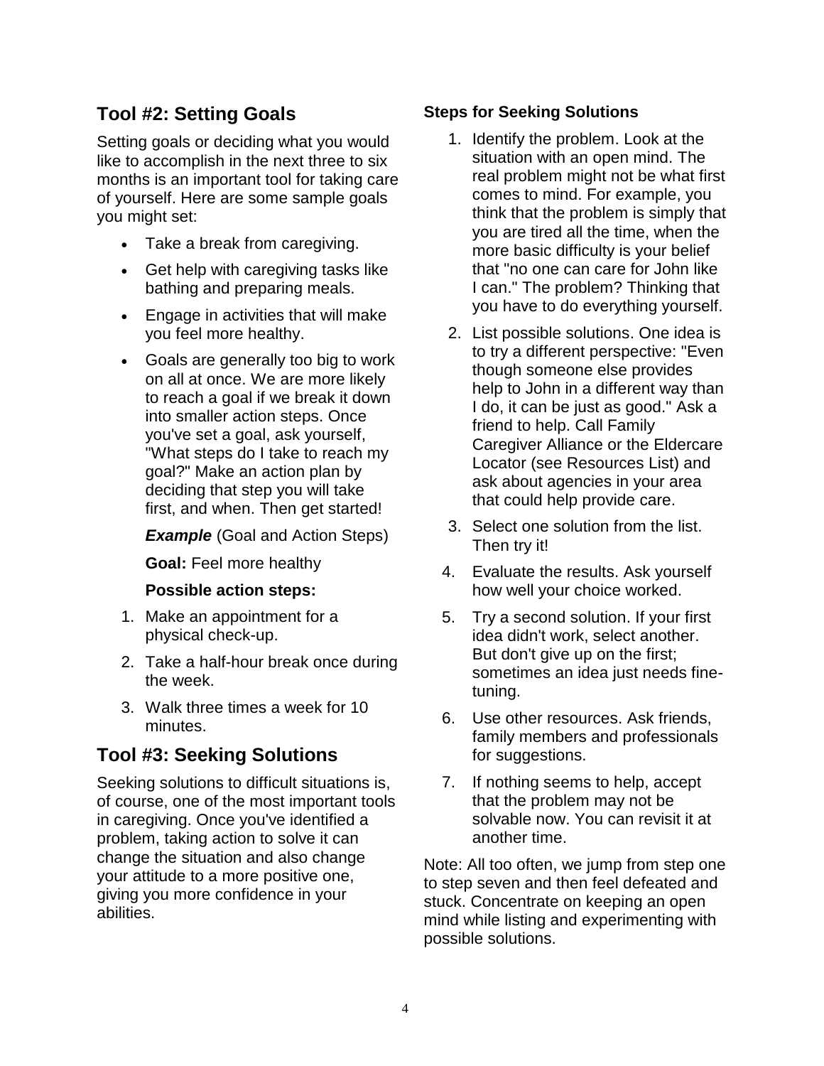## Tool #2: Setting Goals

Setting goals or deciding what you would like to accomplish in the next three to six months is an important tool for taking care of yourself. Here are some sample goals you might set:

- Take a break from caregiving.
- Get help with caregiving tasks like bathing and preparing meals.
- Engage in activities that will make you feel more healthy.
- Goals are generally too big to work on all at once. We are more likely to reach a goal if we break it down into smaller action steps. Once you've set a goal, ask yourself, "What steps do I take to reach my goal?" Make an action plan by deciding that step you will take first, and when. Then get started!

  ***Example*** (Goal and Action Steps)

  **Goal:** Feel more healthy

  **Possible action steps:**

1. Make an appointment for a physical check-up.
2. Take a half-hour break once during the week.
3. Walk three times a week for 10 minutes.

## Tool #3: Seeking Solutions

Seeking solutions to difficult situations is, of course, one of the most important tools in caregiving. Once you've identified a problem, taking action to solve it can change the situation and also change your attitude to a more positive one, giving you more confidence in your abilities.

### Steps for Seeking Solutions

1. Identify the problem. Look at the situation with an open mind. The real problem might not be what first comes to mind. For example, you think that the problem is simply that you are tired all the time, when the more basic difficulty is your belief that "no one can care for John like I can." The problem? Thinking that you have to do everything yourself.
2. List possible solutions. One idea is to try a different perspective: "Even though someone else provides help to John in a different way than I do, it can be just as good." Ask a friend to help. Call Family Caregiver Alliance or the Eldercare Locator (see Resources List) and ask about agencies in your area that could help provide care.
3. Select one solution from the list. Then try it!
4. Evaluate the results. Ask yourself how well your choice worked.
5. Try a second solution. If your first idea didn't work, select another. But don't give up on the first; sometimes an idea just needs fine-tuning.
6. Use other resources. Ask friends, family members and professionals for suggestions.
7. If nothing seems to help, accept that the problem may not be solvable now. You can revisit it at another time.

Note: All too often, we jump from step one to step seven and then feel defeated and stuck. Concentrate on keeping an open mind while listing and experimenting with possible solutions.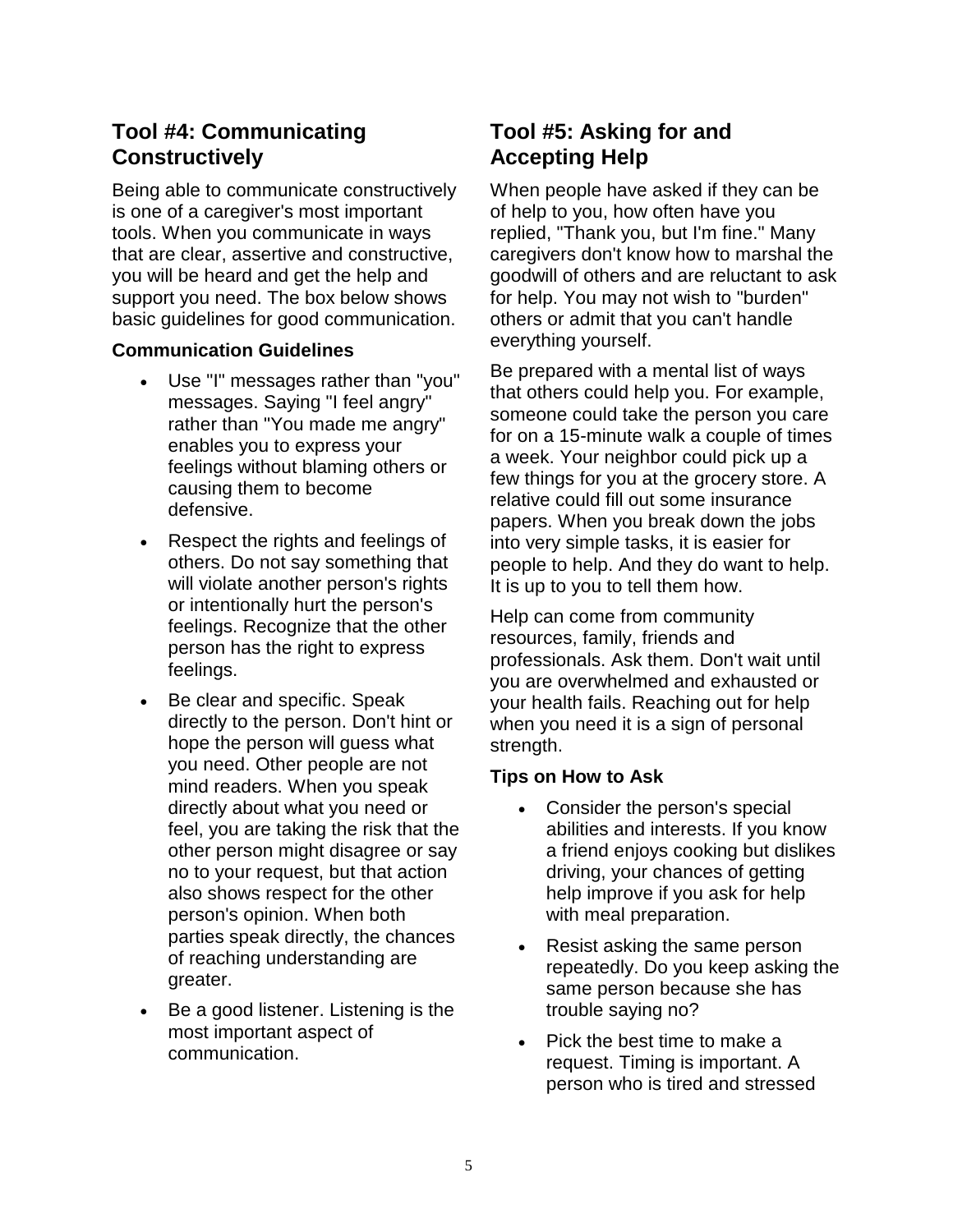## Tool #4: Communicating Constructively

Being able to communicate constructively is one of a caregiver's most important tools. When you communicate in ways that are clear, assertive and constructive, you will be heard and get the help and support you need. The box below shows basic guidelines for good communication.

### Communication Guidelines

- Use "I" messages rather than "you" messages. Saying "I feel angry" rather than "You made me angry" enables you to express your feelings without blaming others or causing them to become defensive.
- Respect the rights and feelings of others. Do not say something that will violate another person's rights or intentionally hurt the person's feelings. Recognize that the other person has the right to express feelings.
- Be clear and specific. Speak directly to the person. Don't hint or hope the person will guess what you need. Other people are not mind readers. When you speak directly about what you need or feel, you are taking the risk that the other person might disagree or say no to your request, but that action also shows respect for the other person's opinion. When both parties speak directly, the chances of reaching understanding are greater.
- Be a good listener. Listening is the most important aspect of communication.

## Tool #5: Asking for and Accepting Help

When people have asked if they can be of help to you, how often have you replied, "Thank you, but I'm fine." Many caregivers don't know how to marshal the goodwill of others and are reluctant to ask for help. You may not wish to "burden" others or admit that you can't handle everything yourself.

Be prepared with a mental list of ways that others could help you. For example, someone could take the person you care for on a 15-minute walk a couple of times a week. Your neighbor could pick up a few things for you at the grocery store. A relative could fill out some insurance papers. When you break down the jobs into very simple tasks, it is easier for people to help. And they do want to help. It is up to you to tell them how.

Help can come from community resources, family, friends and professionals. Ask them. Don't wait until you are overwhelmed and exhausted or your health fails. Reaching out for help when you need it is a sign of personal strength.

### Tips on How to Ask

- Consider the person's special abilities and interests. If you know a friend enjoys cooking but dislikes driving, your chances of getting help improve if you ask for help with meal preparation.
- Resist asking the same person repeatedly. Do you keep asking the same person because she has trouble saying no?
- Pick the best time to make a request. Timing is important. A person who is tired and stressed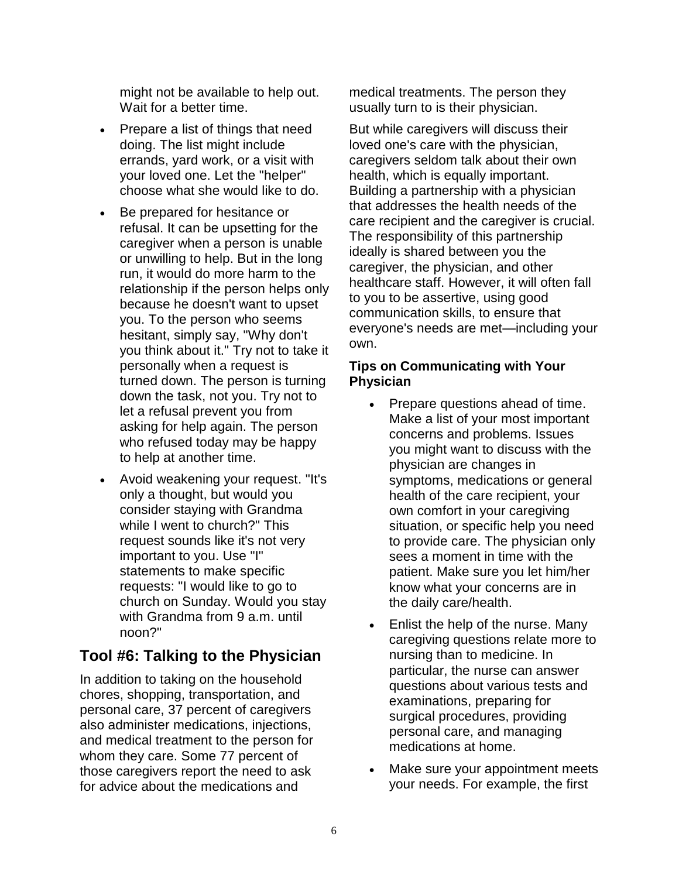might not be available to help out. Wait for a better time.

- Prepare a list of things that need doing. The list might include errands, yard work, or a visit with your loved one. Let the "helper" choose what she would like to do.
- Be prepared for hesitance or refusal. It can be upsetting for the caregiver when a person is unable or unwilling to help. But in the long run, it would do more harm to the relationship if the person helps only because he doesn't want to upset you. To the person who seems hesitant, simply say, "Why don't you think about it." Try not to take it personally when a request is turned down. The person is turning down the task, not you. Try not to let a refusal prevent you from asking for help again. The person who refused today may be happy to help at another time.
- Avoid weakening your request. "It's only a thought, but would you consider staying with Grandma while I went to church?" This request sounds like it's not very important to you. Use "I" statements to make specific requests: "I would like to go to church on Sunday. Would you stay with Grandma from 9 a.m. until noon?"

## Tool #6: Talking to the Physician

In addition to taking on the household chores, shopping, transportation, and personal care, 37 percent of caregivers also administer medications, injections, and medical treatment to the person for whom they care. Some 77 percent of those caregivers report the need to ask for advice about the medications and medical treatments. The person they usually turn to is their physician.

But while caregivers will discuss their loved one's care with the physician, caregivers seldom talk about their own health, which is equally important. Building a partnership with a physician that addresses the health needs of the care recipient and the caregiver is crucial. The responsibility of this partnership ideally is shared between you the caregiver, the physician, and other healthcare staff. However, it will often fall to you to be assertive, using good communication skills, to ensure that everyone's needs are met—including your own.

### Tips on Communicating with Your Physician

- Prepare questions ahead of time. Make a list of your most important concerns and problems. Issues you might want to discuss with the physician are changes in symptoms, medications or general health of the care recipient, your own comfort in your caregiving situation, or specific help you need to provide care. The physician only sees a moment in time with the patient. Make sure you let him/her know what your concerns are in the daily care/health.
- Enlist the help of the nurse. Many caregiving questions relate more to nursing than to medicine. In particular, the nurse can answer questions about various tests and examinations, preparing for surgical procedures, providing personal care, and managing medications at home.
- Make sure your appointment meets your needs. For example, the first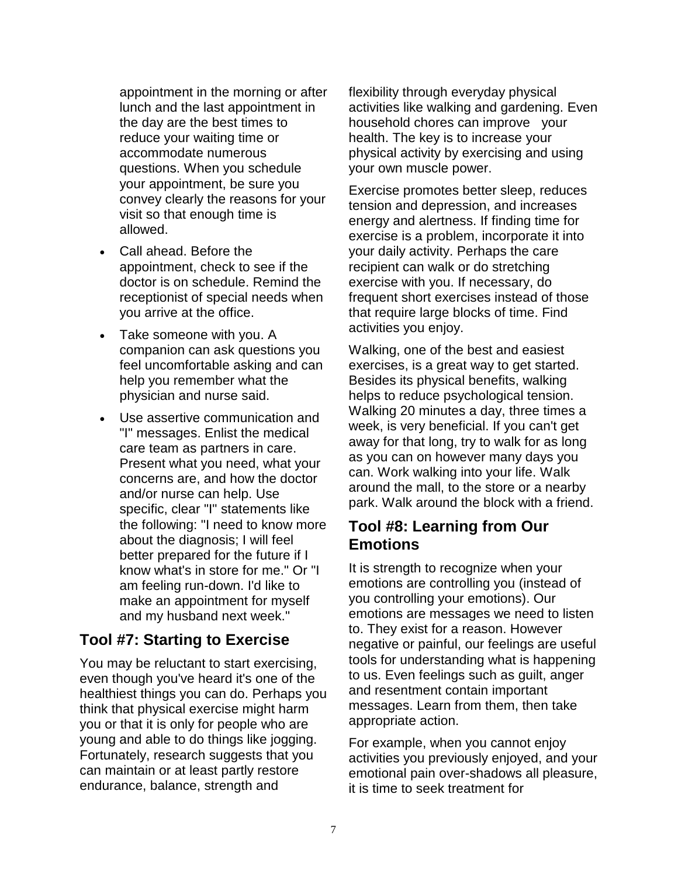appointment in the morning or after lunch and the last appointment in the day are the best times to reduce your waiting time or accommodate numerous questions. When you schedule your appointment, be sure you convey clearly the reasons for your visit so that enough time is allowed.

- Call ahead. Before the appointment, check to see if the doctor is on schedule. Remind the receptionist of special needs when you arrive at the office.
- Take someone with you. A companion can ask questions you feel uncomfortable asking and can help you remember what the physician and nurse said.
- Use assertive communication and "I" messages. Enlist the medical care team as partners in care. Present what you need, what your concerns are, and how the doctor and/or nurse can help. Use specific, clear "I" statements like the following: "I need to know more about the diagnosis; I will feel better prepared for the future if I know what's in store for me." Or "I am feeling run-down. I'd like to make an appointment for myself and my husband next week."

## Tool #7: Starting to Exercise

You may be reluctant to start exercising, even though you've heard it's one of the healthiest things you can do. Perhaps you think that physical exercise might harm you or that it is only for people who are young and able to do things like jogging. Fortunately, research suggests that you can maintain or at least partly restore endurance, balance, strength and flexibility through everyday physical activities like walking and gardening. Even household chores can improve your health. The key is to increase your physical activity by exercising and using your own muscle power.

Exercise promotes better sleep, reduces tension and depression, and increases energy and alertness. If finding time for exercise is a problem, incorporate it into your daily activity. Perhaps the care recipient can walk or do stretching exercise with you. If necessary, do frequent short exercises instead of those that require large blocks of time. Find activities you enjoy.

Walking, one of the best and easiest exercises, is a great way to get started. Besides its physical benefits, walking helps to reduce psychological tension. Walking 20 minutes a day, three times a week, is very beneficial. If you can't get away for that long, try to walk for as long as you can on however many days you can. Work walking into your life. Walk around the mall, to the store or a nearby park. Walk around the block with a friend.

## Tool #8: Learning from Our Emotions

It is strength to recognize when your emotions are controlling you (instead of you controlling your emotions). Our emotions are messages we need to listen to. They exist for a reason. However negative or painful, our feelings are useful tools for understanding what is happening to us. Even feelings such as guilt, anger and resentment contain important messages. Learn from them, then take appropriate action.

For example, when you cannot enjoy activities you previously enjoyed, and your emotional pain over-shadows all pleasure, it is time to seek treatment for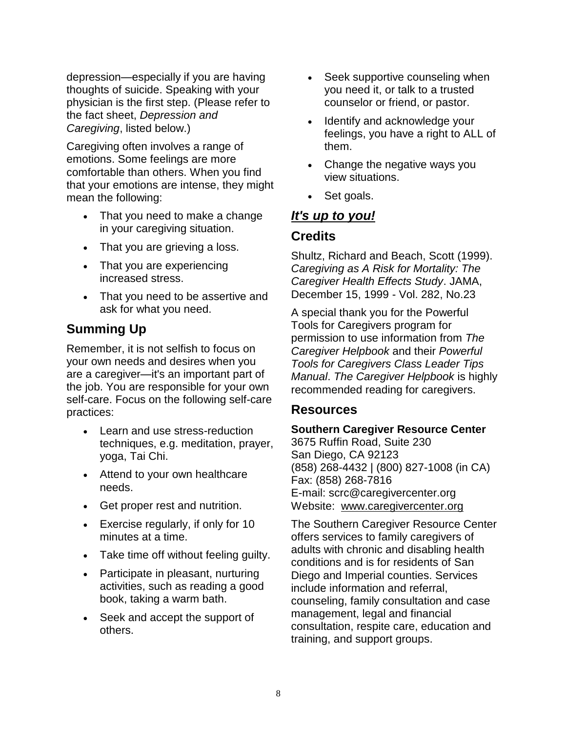depression—especially if you are having thoughts of suicide. Speaking with your physician is the first step. (Please refer to the fact sheet, *Depression and Caregiving*, listed below.)

Caregiving often involves a range of emotions. Some feelings are more comfortable than others. When you find that your emotions are intense, they might mean the following:

- That you need to make a change in your caregiving situation.
- That you are grieving a loss.
- That you are experiencing increased stress.
- That you need to be assertive and ask for what you need.

## Summing Up

Remember, it is not selfish to focus on your own needs and desires when you are a caregiver—it's an important part of the job. You are responsible for your own self-care. Focus on the following self-care practices:

- Learn and use stress-reduction techniques, e.g. meditation, prayer, yoga, Tai Chi.
- Attend to your own healthcare needs.
- Get proper rest and nutrition.
- Exercise regularly, if only for 10 minutes at a time.
- Take time off without feeling guilty.
- Participate in pleasant, nurturing activities, such as reading a good book, taking a warm bath.
- Seek and accept the support of others.
- Seek supportive counseling when you need it, or talk to a trusted counselor or friend, or pastor.
- Identify and acknowledge your feelings, you have a right to ALL of them.
- Change the negative ways you view situations.
- Set goals.

***It's up to you!***

## Credits

Shultz, Richard and Beach, Scott (1999). *Caregiving as A Risk for Mortality: The Caregiver Health Effects Study*. JAMA, December 15, 1999 - Vol. 282, No.23

A special thank you for the Powerful Tools for Caregivers program for permission to use information from *The Caregiver Helpbook* and their *Powerful Tools for Caregivers Class Leader Tips Manual*. *The Caregiver Helpbook* is highly recommended reading for caregivers.

## Resources

**Southern Caregiver Resource Center**
3675 Ruffin Road, Suite 230
San Diego, CA 92123
(858) 268-4432 | (800) 827-1008 (in CA)
Fax: (858) 268-7816
E-mail: scrc@caregivercenter.org
Website: www.caregivercenter.org

The Southern Caregiver Resource Center offers services to family caregivers of adults with chronic and disabling health conditions and is for residents of San Diego and Imperial counties. Services include information and referral, counseling, family consultation and case management, legal and financial consultation, respite care, education and training, and support groups.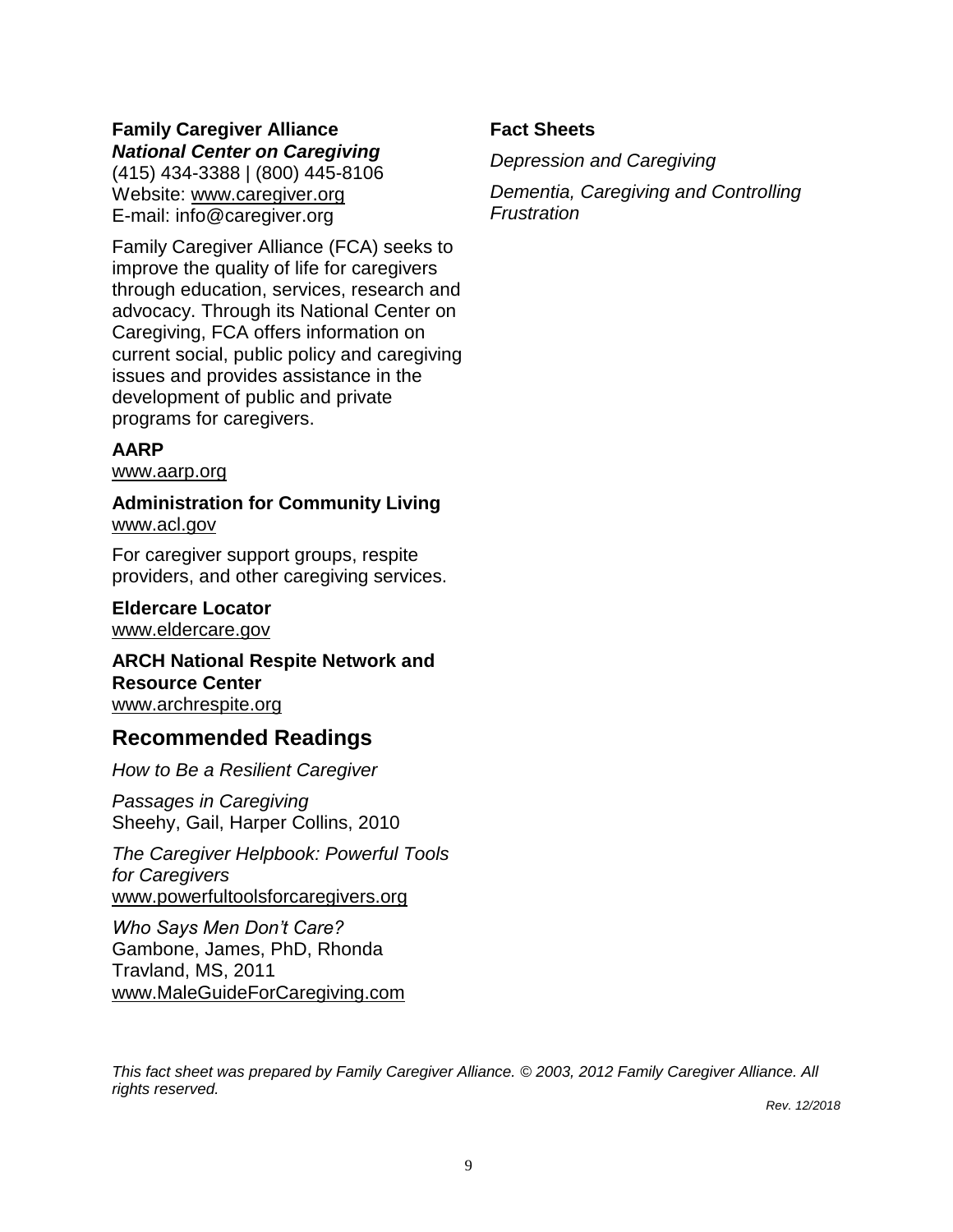**Family Caregiver Alliance**
***National Center on Caregiving***
(415) 434-3388 | (800) 445-8106
Website: www.caregiver.org
E-mail: info@caregiver.org

Family Caregiver Alliance (FCA) seeks to improve the quality of life for caregivers through education, services, research and advocacy. Through its National Center on Caregiving, FCA offers information on current social, public policy and caregiving issues and provides assistance in the development of public and private programs for caregivers.

**AARP**
www.aarp.org

**Administration for Community Living**
www.acl.gov

For caregiver support groups, respite providers, and other caregiving services.

**Eldercare Locator**
www.eldercare.gov

**ARCH National Respite Network and Resource Center**
www.archrespite.org

## Recommended Readings

*How to Be a Resilient Caregiver*

*Passages in Caregiving*
Sheehy, Gail, Harper Collins, 2010

*The Caregiver Helpbook: Powerful Tools for Caregivers*
www.powerfultoolsforcaregivers.org

*Who Says Men Don't Care?*
Gambone, James, PhD, Rhonda Travland, MS, 2011
www.MaleGuideForCaregiving.com

**Fact Sheets**

*Depression and Caregiving*

*Dementia, Caregiving and Controlling Frustration*

*This fact sheet was prepared by Family Caregiver Alliance. © 2003, 2012 Family Caregiver Alliance. All rights reserved.*

*Rev. 12/2018*